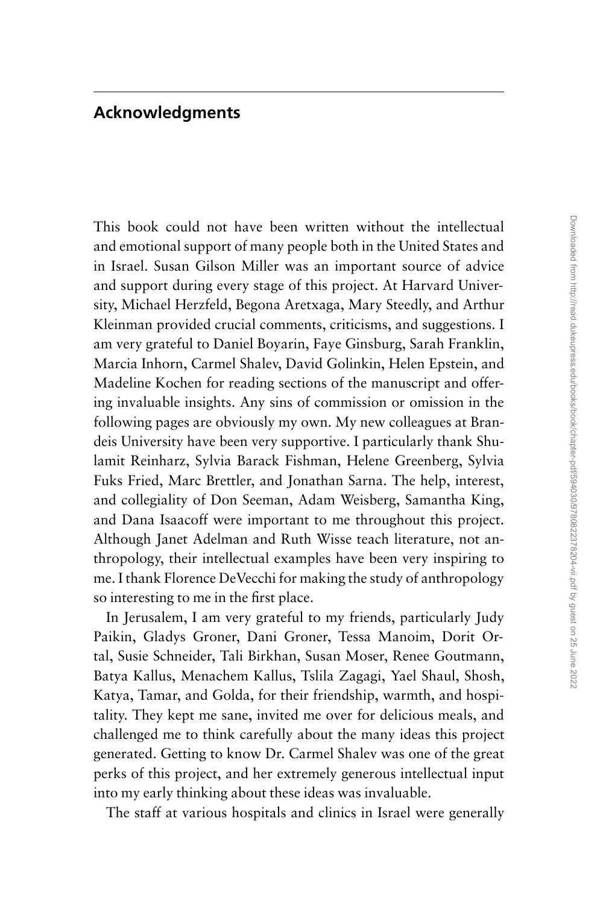## Acknowledgments

This book could not have been written without the intellectual and emotional support of many people both in the United States and in Israel. Susan Gilson Miller was an important source of advice and support during every stage of this project. At Harvard University, Michael Herzfeld, Begona Aretxaga, Mary Steedly, and Arthur Kleinman provided crucial comments, criticisms, and suggestions. I am very grateful to Daniel Boyarin, Faye Ginsburg, Sarah Franklin, Marcia Inhorn, Carmel Shalev, David Golinkin, Helen Epstein, and Madeline Kochen for reading sections of the manuscript and offering invaluable insights. Any sins of commission or omission in the following pages are obviously my own. My new colleagues at Brandeis University have been very supportive. I particularly thank Shulamit Reinharz, Sylvia Barack Fishman, Helene Greenberg, Sylvia Fuks Fried, Marc Brettler, and Jonathan Sarna. The help, interest, and collegiality of Don Seeman, Adam Weisberg, Samantha King, and Dana Isaacoff were important to me throughout this project. Although Janet Adelman and Ruth Wisse teach literature, not anthropology, their intellectual examples have been very inspiring to me. I thank Florence DeVecchi for making the study of anthropology so interesting to me in the first place.

In Jerusalem, I am very grateful to my friends, particularly Judy Paikin, Gladys Groner, Dani Groner, Tessa Manoim, Dorit Ortal, Susie Schneider, Tali Birkhan, Susan Moser, Renee Goutmann, Batya Kallus, Menachem Kallus, Tslila Zagagi, Yael Shaul, Shosh, Katya, Tamar, and Golda, for their friendship, warmth, and hospitality. They kept me sane, invited me over for delicious meals, and challenged me to think carefully about the many ideas this project generated. Getting to know Dr. Carmel Shalev was one of the great perks of this project, and her extremely generous intellectual input into my early thinking about these ideas was invaluable.

The staff at various hospitals and clinics in Israel were generally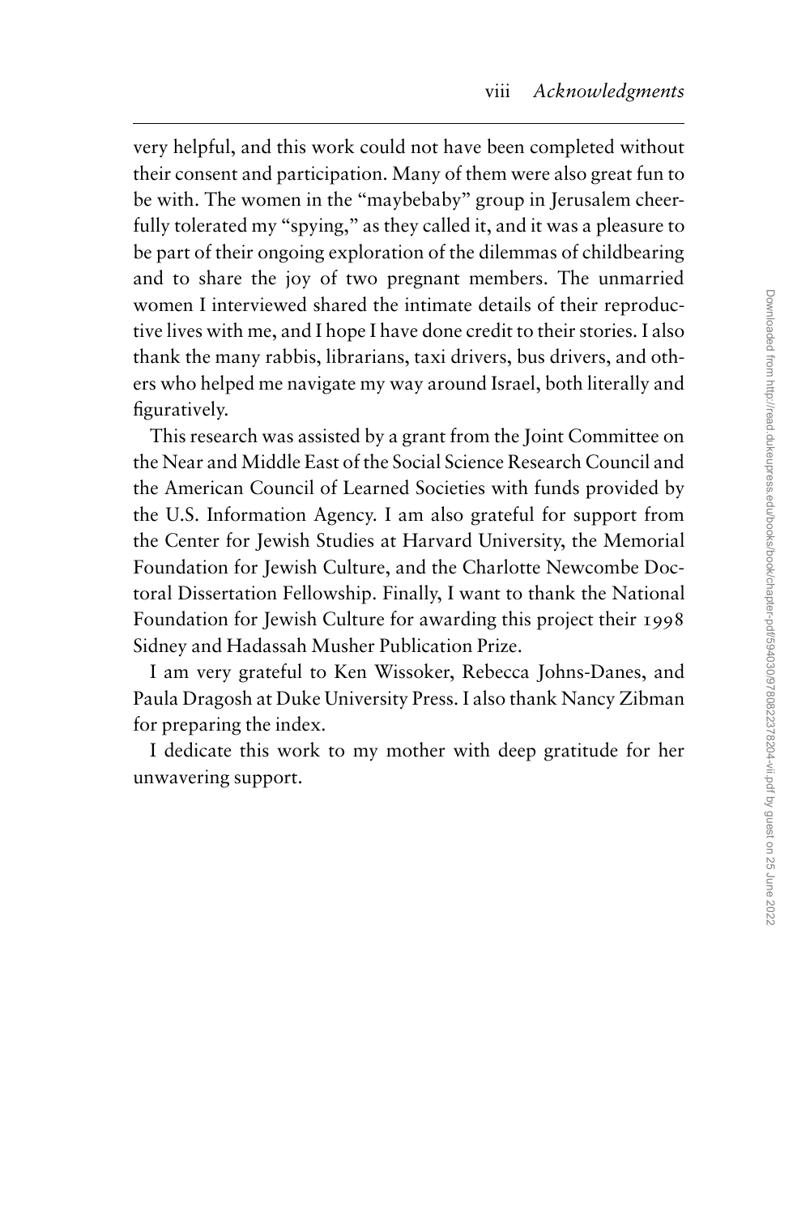very helpful, and this work could not have been completed without their consent and participation. Many of them were also great fun to be with. The women in the "maybebaby" group in Jerusalem cheerfully tolerated my "spying," as they called it, and it was a pleasure to be part of their ongoing exploration of the dilemmas of childbearing and to share the joy of two pregnant members. The unmarried women I interviewed shared the intimate details of their reproductive lives with me, and I hope I have done credit to their stories. I also thank the many rabbis, librarians, taxi drivers, bus drivers, and others who helped me navigate my way around Israel, both literally and figuratively.

This research was assisted by a grant from the Joint Committee on the Near and Middle East of the Social Science Research Council and the American Council of Learned Societies with funds provided by the U.S. Information Agency. I am also grateful for support from the Center for Jewish Studies at Harvard University, the Memorial Foundation for Jewish Culture, and the Charlotte Newcombe Doctoral Dissertation Fellowship. Finally, I want to thank the National Foundation for Jewish Culture for awarding this project their 1998 Sidney and Hadassah Musher Publication Prize.

I am very grateful to Ken Wissoker, Rebecca Johns-Danes, and Paula Dragosh at Duke University Press. I also thank Nancy Zibman for preparing the index.

I dedicate this work to my mother with deep gratitude for her unwavering support.